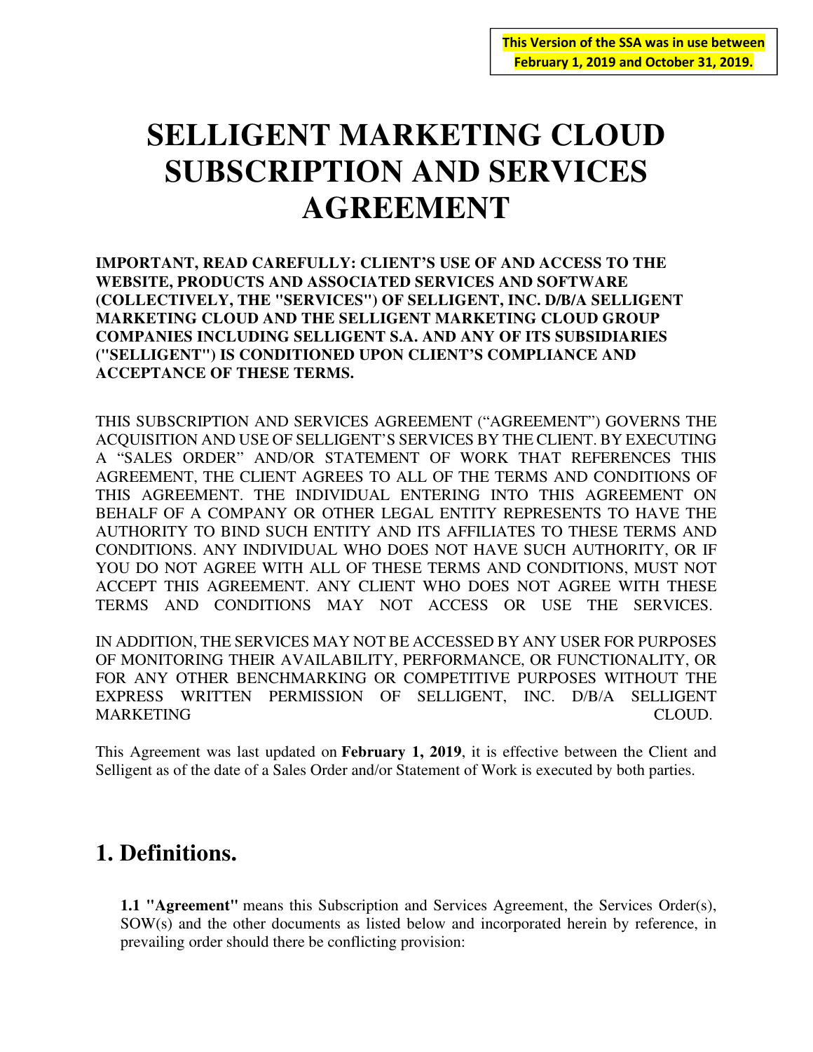**This Version of the SSA was in use between February 1, 2019 and October 31, 2019.**

# SELLIGENT MARKETING CLOUD SUBSCRIPTION AND SERVICES AGREEMENT

**IMPORTANT, READ CAREFULLY: CLIENT'S USE OF AND ACCESS TO THE WEBSITE, PRODUCTS AND ASSOCIATED SERVICES AND SOFTWARE (COLLECTIVELY, THE "SERVICES") OF SELLIGENT, INC. D/B/A SELLIGENT MARKETING CLOUD AND THE SELLIGENT MARKETING CLOUD GROUP COMPANIES INCLUDING SELLIGENT S.A. AND ANY OF ITS SUBSIDIARIES ("SELLIGENT") IS CONDITIONED UPON CLIENT'S COMPLIANCE AND ACCEPTANCE OF THESE TERMS.**

THIS SUBSCRIPTION AND SERVICES AGREEMENT ("AGREEMENT") GOVERNS THE ACQUISITION AND USE OF SELLIGENT'S SERVICES BY THE CLIENT. BY EXECUTING A "SALES ORDER" AND/OR STATEMENT OF WORK THAT REFERENCES THIS AGREEMENT, THE CLIENT AGREES TO ALL OF THE TERMS AND CONDITIONS OF THIS AGREEMENT. THE INDIVIDUAL ENTERING INTO THIS AGREEMENT ON BEHALF OF A COMPANY OR OTHER LEGAL ENTITY REPRESENTS TO HAVE THE AUTHORITY TO BIND SUCH ENTITY AND ITS AFFILIATES TO THESE TERMS AND CONDITIONS. ANY INDIVIDUAL WHO DOES NOT HAVE SUCH AUTHORITY, OR IF YOU DO NOT AGREE WITH ALL OF THESE TERMS AND CONDITIONS, MUST NOT ACCEPT THIS AGREEMENT. ANY CLIENT WHO DOES NOT AGREE WITH THESE TERMS AND CONDITIONS MAY NOT ACCESS OR USE THE SERVICES.

IN ADDITION, THE SERVICES MAY NOT BE ACCESSED BY ANY USER FOR PURPOSES OF MONITORING THEIR AVAILABILITY, PERFORMANCE, OR FUNCTIONALITY, OR FOR ANY OTHER BENCHMARKING OR COMPETITIVE PURPOSES WITHOUT THE EXPRESS WRITTEN PERMISSION OF SELLIGENT, INC. D/B/A SELLIGENT MARKETING CLOUD.

This Agreement was last updated on **February 1, 2019**, it is effective between the Client and Selligent as of the date of a Sales Order and/or Statement of Work is executed by both parties.

## 1. Definitions.

**1.1 "Agreement"** means this Subscription and Services Agreement, the Services Order(s), SOW(s) and the other documents as listed below and incorporated herein by reference, in prevailing order should there be conflicting provision: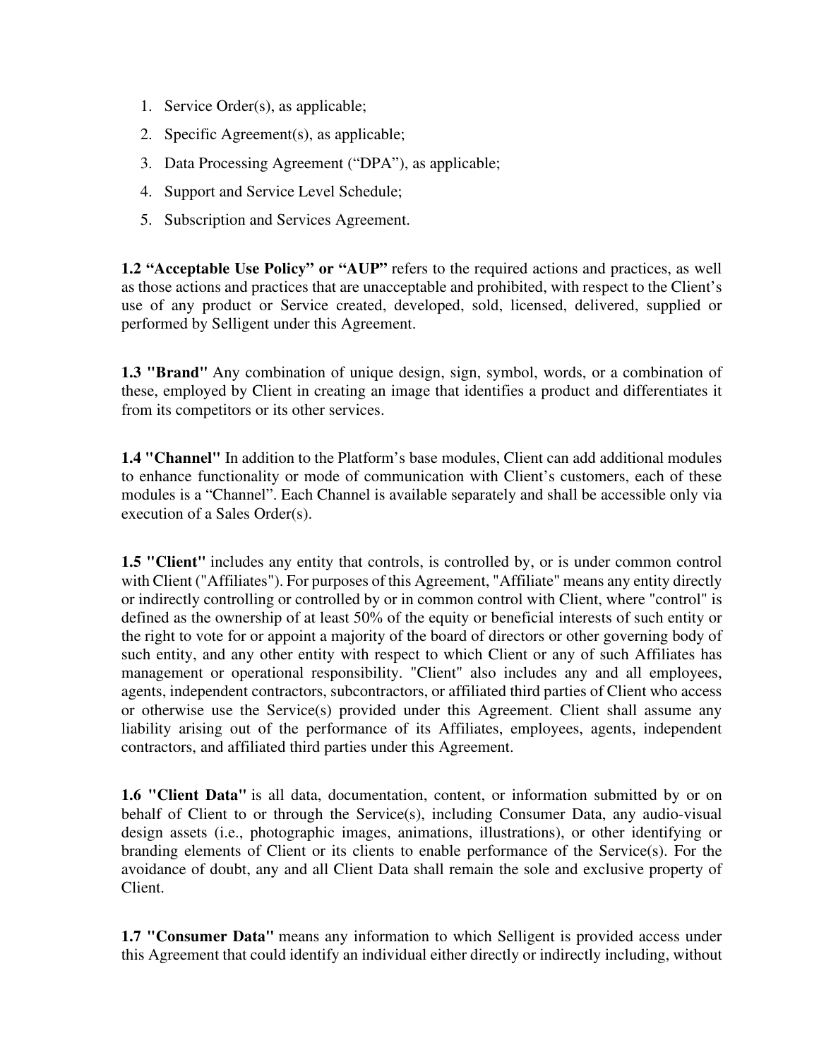1. Service Order(s), as applicable;
2. Specific Agreement(s), as applicable;
3. Data Processing Agreement ("DPA"), as applicable;
4. Support and Service Level Schedule;
5. Subscription and Services Agreement.

**1.2 "Acceptable Use Policy" or "AUP"** refers to the required actions and practices, as well as those actions and practices that are unacceptable and prohibited, with respect to the Client's use of any product or Service created, developed, sold, licensed, delivered, supplied or performed by Selligent under this Agreement.

**1.3 "Brand"** Any combination of unique design, sign, symbol, words, or a combination of these, employed by Client in creating an image that identifies a product and differentiates it from its competitors or its other services.

**1.4 "Channel"** In addition to the Platform's base modules, Client can add additional modules to enhance functionality or mode of communication with Client's customers, each of these modules is a "Channel". Each Channel is available separately and shall be accessible only via execution of a Sales Order(s).

**1.5 "Client"** includes any entity that controls, is controlled by, or is under common control with Client ("Affiliates"). For purposes of this Agreement, "Affiliate" means any entity directly or indirectly controlling or controlled by or in common control with Client, where "control" is defined as the ownership of at least 50% of the equity or beneficial interests of such entity or the right to vote for or appoint a majority of the board of directors or other governing body of such entity, and any other entity with respect to which Client or any of such Affiliates has management or operational responsibility. "Client" also includes any and all employees, agents, independent contractors, subcontractors, or affiliated third parties of Client who access or otherwise use the Service(s) provided under this Agreement. Client shall assume any liability arising out of the performance of its Affiliates, employees, agents, independent contractors, and affiliated third parties under this Agreement.

**1.6 "Client Data"** is all data, documentation, content, or information submitted by or on behalf of Client to or through the Service(s), including Consumer Data, any audio-visual design assets (i.e., photographic images, animations, illustrations), or other identifying or branding elements of Client or its clients to enable performance of the Service(s). For the avoidance of doubt, any and all Client Data shall remain the sole and exclusive property of Client.

**1.7 "Consumer Data"** means any information to which Selligent is provided access under this Agreement that could identify an individual either directly or indirectly including, without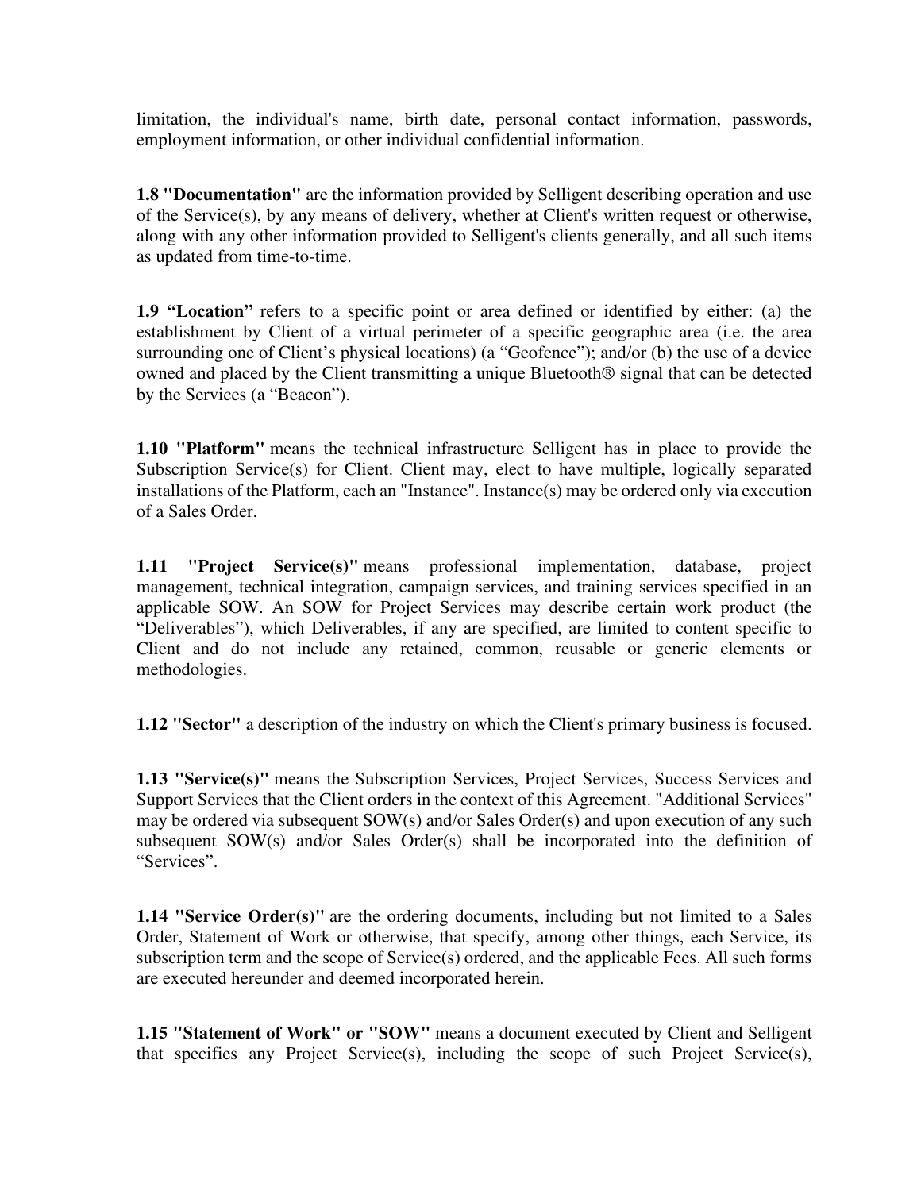limitation, the individual's name, birth date, personal contact information, passwords, employment information, or other individual confidential information.

**1.8 "Documentation"** are the information provided by Selligent describing operation and use of the Service(s), by any means of delivery, whether at Client's written request or otherwise, along with any other information provided to Selligent's clients generally, and all such items as updated from time-to-time.

**1.9 "Location"** refers to a specific point or area defined or identified by either: (a) the establishment by Client of a virtual perimeter of a specific geographic area (i.e. the area surrounding one of Client's physical locations) (a "Geofence"); and/or (b) the use of a device owned and placed by the Client transmitting a unique Bluetooth® signal that can be detected by the Services (a "Beacon").

**1.10 "Platform"** means the technical infrastructure Selligent has in place to provide the Subscription Service(s) for Client. Client may, elect to have multiple, logically separated installations of the Platform, each an "Instance". Instance(s) may be ordered only via execution of a Sales Order.

**1.11 "Project Service(s)"** means professional implementation, database, project management, technical integration, campaign services, and training services specified in an applicable SOW. An SOW for Project Services may describe certain work product (the "Deliverables"), which Deliverables, if any are specified, are limited to content specific to Client and do not include any retained, common, reusable or generic elements or methodologies.

**1.12 "Sector"** a description of the industry on which the Client's primary business is focused.

**1.13 "Service(s)"** means the Subscription Services, Project Services, Success Services and Support Services that the Client orders in the context of this Agreement. "Additional Services" may be ordered via subsequent SOW(s) and/or Sales Order(s) and upon execution of any such subsequent SOW(s) and/or Sales Order(s) shall be incorporated into the definition of "Services".

**1.14 "Service Order(s)"** are the ordering documents, including but not limited to a Sales Order, Statement of Work or otherwise, that specify, among other things, each Service, its subscription term and the scope of Service(s) ordered, and the applicable Fees. All such forms are executed hereunder and deemed incorporated herein.

**1.15 "Statement of Work" or "SOW"** means a document executed by Client and Selligent that specifies any Project Service(s), including the scope of such Project Service(s),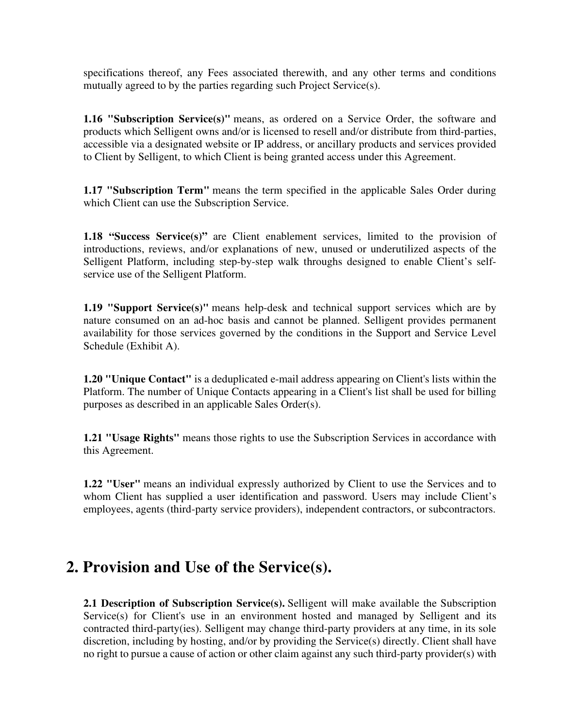specifications thereof, any Fees associated therewith, and any other terms and conditions mutually agreed to by the parties regarding such Project Service(s).

**1.16 "Subscription Service(s)"** means, as ordered on a Service Order, the software and products which Selligent owns and/or is licensed to resell and/or distribute from third-parties, accessible via a designated website or IP address, or ancillary products and services provided to Client by Selligent, to which Client is being granted access under this Agreement.

**1.17 "Subscription Term"** means the term specified in the applicable Sales Order during which Client can use the Subscription Service.

**1.18 "Success Service(s)"** are Client enablement services, limited to the provision of introductions, reviews, and/or explanations of new, unused or underutilized aspects of the Selligent Platform, including step-by-step walk throughs designed to enable Client's self-service use of the Selligent Platform.

**1.19 "Support Service(s)"** means help-desk and technical support services which are by nature consumed on an ad-hoc basis and cannot be planned. Selligent provides permanent availability for those services governed by the conditions in the Support and Service Level Schedule (Exhibit A).

**1.20 "Unique Contact"** is a deduplicated e-mail address appearing on Client's lists within the Platform. The number of Unique Contacts appearing in a Client's list shall be used for billing purposes as described in an applicable Sales Order(s).

**1.21 "Usage Rights"** means those rights to use the Subscription Services in accordance with this Agreement.

**1.22 "User"** means an individual expressly authorized by Client to use the Services and to whom Client has supplied a user identification and password. Users may include Client's employees, agents (third-party service providers), independent contractors, or subcontractors.

# 2. Provision and Use of the Service(s).

**2.1 Description of Subscription Service(s).** Selligent will make available the Subscription Service(s) for Client's use in an environment hosted and managed by Selligent and its contracted third-party(ies). Selligent may change third-party providers at any time, in its sole discretion, including by hosting, and/or by providing the Service(s) directly. Client shall have no right to pursue a cause of action or other claim against any such third-party provider(s) with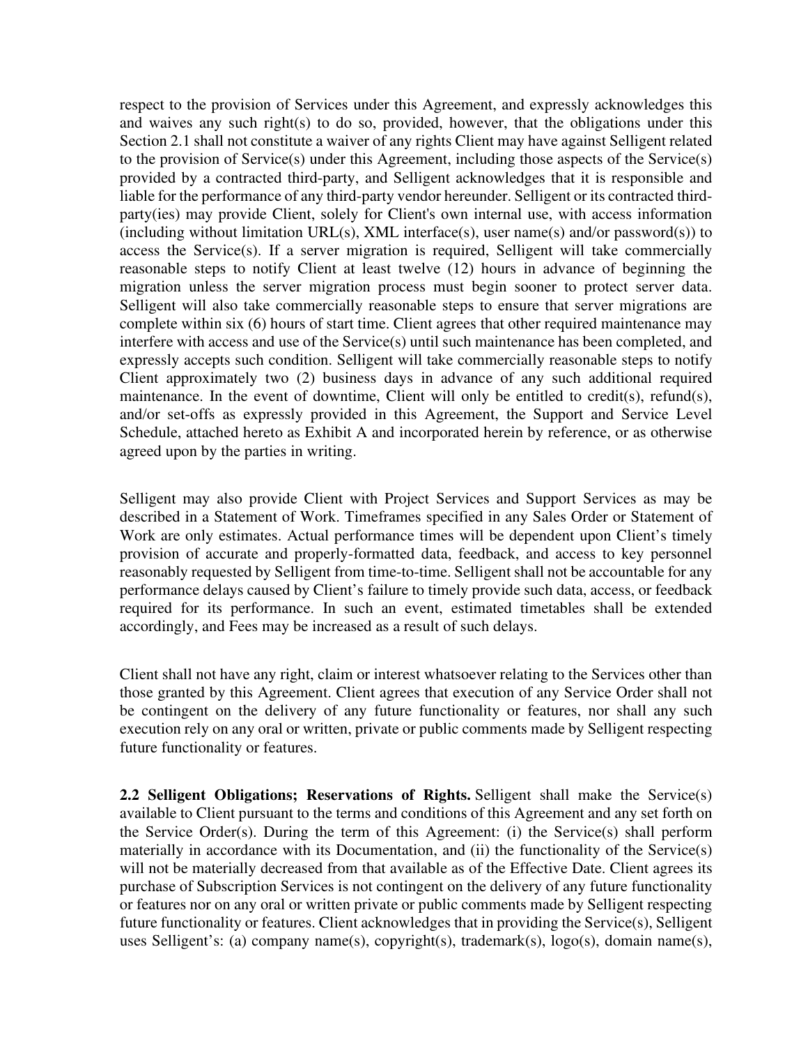respect to the provision of Services under this Agreement, and expressly acknowledges this and waives any such right(s) to do so, provided, however, that the obligations under this Section 2.1 shall not constitute a waiver of any rights Client may have against Selligent related to the provision of Service(s) under this Agreement, including those aspects of the Service(s) provided by a contracted third-party, and Selligent acknowledges that it is responsible and liable for the performance of any third-party vendor hereunder. Selligent or its contracted third-party(ies) may provide Client, solely for Client's own internal use, with access information (including without limitation URL(s), XML interface(s), user name(s) and/or password(s)) to access the Service(s). If a server migration is required, Selligent will take commercially reasonable steps to notify Client at least twelve (12) hours in advance of beginning the migration unless the server migration process must begin sooner to protect server data. Selligent will also take commercially reasonable steps to ensure that server migrations are complete within six (6) hours of start time. Client agrees that other required maintenance may interfere with access and use of the Service(s) until such maintenance has been completed, and expressly accepts such condition. Selligent will take commercially reasonable steps to notify Client approximately two (2) business days in advance of any such additional required maintenance. In the event of downtime, Client will only be entitled to credit(s), refund(s), and/or set-offs as expressly provided in this Agreement, the Support and Service Level Schedule, attached hereto as Exhibit A and incorporated herein by reference, or as otherwise agreed upon by the parties in writing.

Selligent may also provide Client with Project Services and Support Services as may be described in a Statement of Work. Timeframes specified in any Sales Order or Statement of Work are only estimates. Actual performance times will be dependent upon Client's timely provision of accurate and properly-formatted data, feedback, and access to key personnel reasonably requested by Selligent from time-to-time. Selligent shall not be accountable for any performance delays caused by Client's failure to timely provide such data, access, or feedback required for its performance. In such an event, estimated timetables shall be extended accordingly, and Fees may be increased as a result of such delays.

Client shall not have any right, claim or interest whatsoever relating to the Services other than those granted by this Agreement. Client agrees that execution of any Service Order shall not be contingent on the delivery of any future functionality or features, nor shall any such execution rely on any oral or written, private or public comments made by Selligent respecting future functionality or features.

**2.2 Selligent Obligations; Reservations of Rights.** Selligent shall make the Service(s) available to Client pursuant to the terms and conditions of this Agreement and any set forth on the Service Order(s). During the term of this Agreement: (i) the Service(s) shall perform materially in accordance with its Documentation, and (ii) the functionality of the Service(s) will not be materially decreased from that available as of the Effective Date. Client agrees its purchase of Subscription Services is not contingent on the delivery of any future functionality or features nor on any oral or written private or public comments made by Selligent respecting future functionality or features. Client acknowledges that in providing the Service(s), Selligent uses Selligent's: (a) company name(s), copyright(s), trademark(s), logo(s), domain name(s),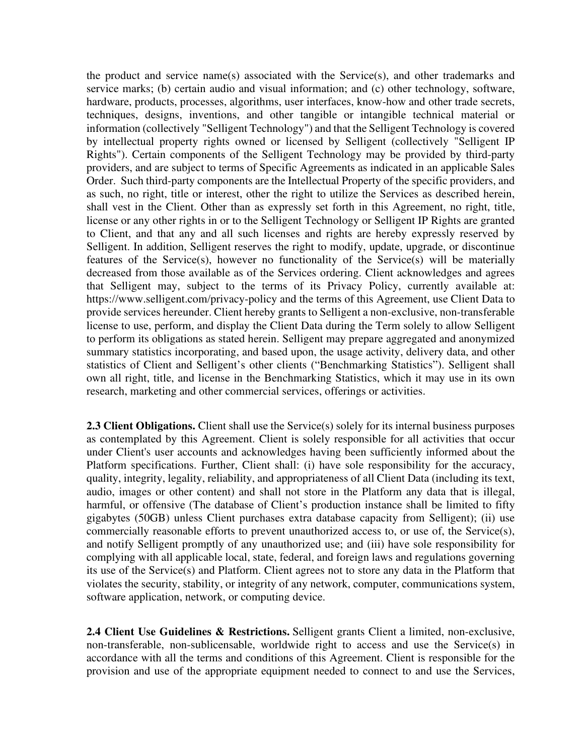the product and service name(s) associated with the Service(s), and other trademarks and service marks; (b) certain audio and visual information; and (c) other technology, software, hardware, products, processes, algorithms, user interfaces, know-how and other trade secrets, techniques, designs, inventions, and other tangible or intangible technical material or information (collectively "Selligent Technology") and that the Selligent Technology is covered by intellectual property rights owned or licensed by Selligent (collectively "Selligent IP Rights"). Certain components of the Selligent Technology may be provided by third-party providers, and are subject to terms of Specific Agreements as indicated in an applicable Sales Order. Such third-party components are the Intellectual Property of the specific providers, and as such, no right, title or interest, other the right to utilize the Services as described herein, shall vest in the Client. Other than as expressly set forth in this Agreement, no right, title, license or any other rights in or to the Selligent Technology or Selligent IP Rights are granted to Client, and that any and all such licenses and rights are hereby expressly reserved by Selligent. In addition, Selligent reserves the right to modify, update, upgrade, or discontinue features of the Service(s), however no functionality of the Service(s) will be materially decreased from those available as of the Services ordering. Client acknowledges and agrees that Selligent may, subject to the terms of its Privacy Policy, currently available at: https://www.selligent.com/privacy-policy and the terms of this Agreement, use Client Data to provide services hereunder. Client hereby grants to Selligent a non-exclusive, non-transferable license to use, perform, and display the Client Data during the Term solely to allow Selligent to perform its obligations as stated herein. Selligent may prepare aggregated and anonymized summary statistics incorporating, and based upon, the usage activity, delivery data, and other statistics of Client and Selligent's other clients ("Benchmarking Statistics"). Selligent shall own all right, title, and license in the Benchmarking Statistics, which it may use in its own research, marketing and other commercial services, offerings or activities.

**2.3 Client Obligations.** Client shall use the Service(s) solely for its internal business purposes as contemplated by this Agreement. Client is solely responsible for all activities that occur under Client's user accounts and acknowledges having been sufficiently informed about the Platform specifications. Further, Client shall: (i) have sole responsibility for the accuracy, quality, integrity, legality, reliability, and appropriateness of all Client Data (including its text, audio, images or other content) and shall not store in the Platform any data that is illegal, harmful, or offensive (The database of Client's production instance shall be limited to fifty gigabytes (50GB) unless Client purchases extra database capacity from Selligent); (ii) use commercially reasonable efforts to prevent unauthorized access to, or use of, the Service(s), and notify Selligent promptly of any unauthorized use; and (iii) have sole responsibility for complying with all applicable local, state, federal, and foreign laws and regulations governing its use of the Service(s) and Platform. Client agrees not to store any data in the Platform that violates the security, stability, or integrity of any network, computer, communications system, software application, network, or computing device.

**2.4 Client Use Guidelines & Restrictions.** Selligent grants Client a limited, non-exclusive, non-transferable, non-sublicensable, worldwide right to access and use the Service(s) in accordance with all the terms and conditions of this Agreement. Client is responsible for the provision and use of the appropriate equipment needed to connect to and use the Services,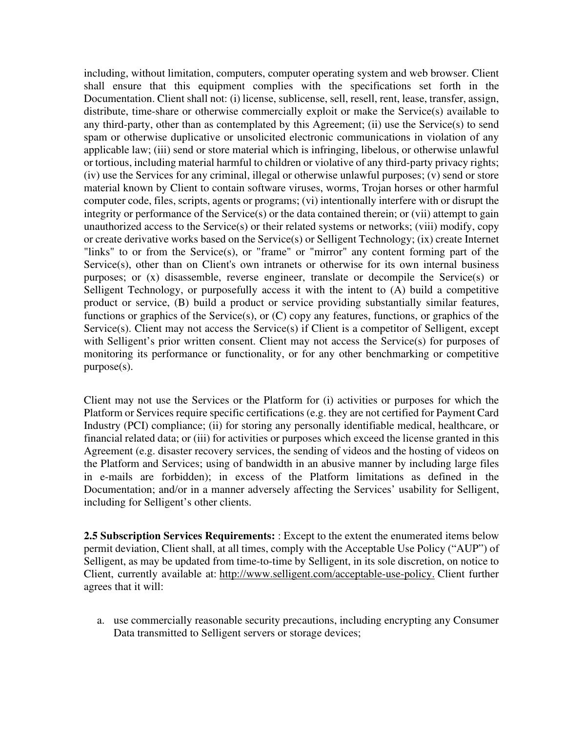including, without limitation, computers, computer operating system and web browser. Client shall ensure that this equipment complies with the specifications set forth in the Documentation. Client shall not: (i) license, sublicense, sell, resell, rent, lease, transfer, assign, distribute, time-share or otherwise commercially exploit or make the Service(s) available to any third-party, other than as contemplated by this Agreement; (ii) use the Service(s) to send spam or otherwise duplicative or unsolicited electronic communications in violation of any applicable law; (iii) send or store material which is infringing, libelous, or otherwise unlawful or tortious, including material harmful to children or violative of any third-party privacy rights; (iv) use the Services for any criminal, illegal or otherwise unlawful purposes; (v) send or store material known by Client to contain software viruses, worms, Trojan horses or other harmful computer code, files, scripts, agents or programs; (vi) intentionally interfere with or disrupt the integrity or performance of the Service(s) or the data contained therein; or (vii) attempt to gain unauthorized access to the Service(s) or their related systems or networks; (viii) modify, copy or create derivative works based on the Service(s) or Selligent Technology; (ix) create Internet "links" to or from the Service(s), or "frame" or "mirror" any content forming part of the Service(s), other than on Client's own intranets or otherwise for its own internal business purposes; or (x) disassemble, reverse engineer, translate or decompile the Service(s) or Selligent Technology, or purposefully access it with the intent to (A) build a competitive product or service, (B) build a product or service providing substantially similar features, functions or graphics of the Service(s), or (C) copy any features, functions, or graphics of the Service(s). Client may not access the Service(s) if Client is a competitor of Selligent, except with Selligent's prior written consent. Client may not access the Service(s) for purposes of monitoring its performance or functionality, or for any other benchmarking or competitive purpose(s).

Client may not use the Services or the Platform for (i) activities or purposes for which the Platform or Services require specific certifications (e.g. they are not certified for Payment Card Industry (PCI) compliance; (ii) for storing any personally identifiable medical, healthcare, or financial related data; or (iii) for activities or purposes which exceed the license granted in this Agreement (e.g. disaster recovery services, the sending of videos and the hosting of videos on the Platform and Services; using of bandwidth in an abusive manner by including large files in e-mails are forbidden); in excess of the Platform limitations as defined in the Documentation; and/or in a manner adversely affecting the Services' usability for Selligent, including for Selligent's other clients.

**2.5 Subscription Services Requirements:** : Except to the extent the enumerated items below permit deviation, Client shall, at all times, comply with the Acceptable Use Policy ("AUP") of Selligent, as may be updated from time-to-time by Selligent, in its sole discretion, on notice to Client, currently available at: http://www.selligent.com/acceptable-use-policy. Client further agrees that it will:

a. use commercially reasonable security precautions, including encrypting any Consumer Data transmitted to Selligent servers or storage devices;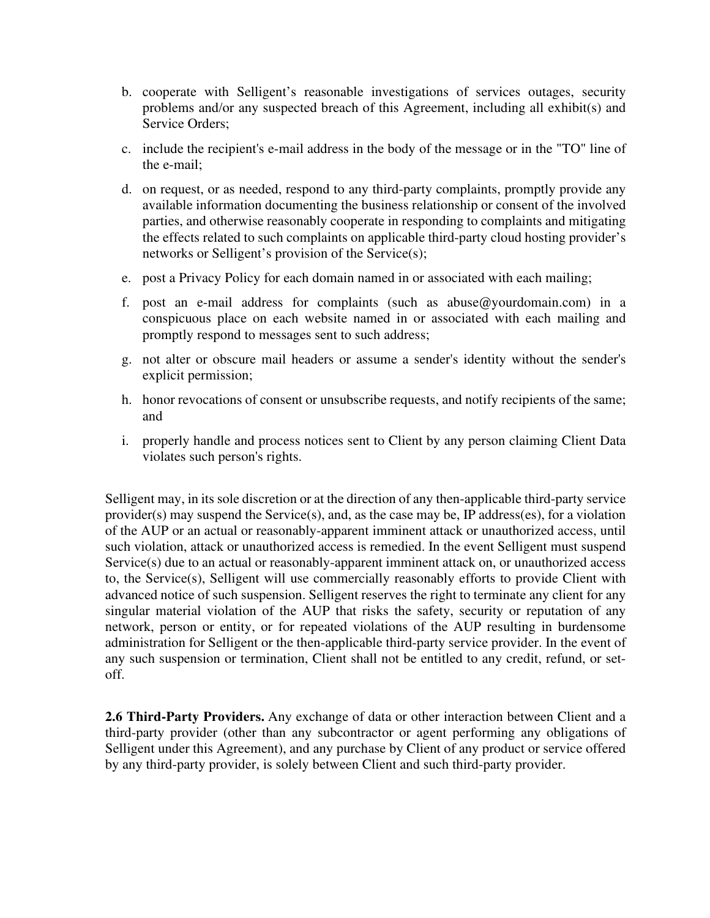b. cooperate with Selligent’s reasonable investigations of services outages, security problems and/or any suspected breach of this Agreement, including all exhibit(s) and Service Orders;

c. include the recipient's e-mail address in the body of the message or in the "TO" line of the e-mail;

d. on request, or as needed, respond to any third-party complaints, promptly provide any available information documenting the business relationship or consent of the involved parties, and otherwise reasonably cooperate in responding to complaints and mitigating the effects related to such complaints on applicable third-party cloud hosting provider’s networks or Selligent’s provision of the Service(s);

e. post a Privacy Policy for each domain named in or associated with each mailing;

f. post an e-mail address for complaints (such as abuse@yourdomain.com) in a conspicuous place on each website named in or associated with each mailing and promptly respond to messages sent to such address;

g. not alter or obscure mail headers or assume a sender's identity without the sender's explicit permission;

h. honor revocations of consent or unsubscribe requests, and notify recipients of the same; and

i. properly handle and process notices sent to Client by any person claiming Client Data violates such person's rights.

Selligent may, in its sole discretion or at the direction of any then-applicable third-party service provider(s) may suspend the Service(s), and, as the case may be, IP address(es), for a violation of the AUP or an actual or reasonably-apparent imminent attack or unauthorized access, until such violation, attack or unauthorized access is remedied. In the event Selligent must suspend Service(s) due to an actual or reasonably-apparent imminent attack on, or unauthorized access to, the Service(s), Selligent will use commercially reasonably efforts to provide Client with advanced notice of such suspension. Selligent reserves the right to terminate any client for any singular material violation of the AUP that risks the safety, security or reputation of any network, person or entity, or for repeated violations of the AUP resulting in burdensome administration for Selligent or the then-applicable third-party service provider. In the event of any such suspension or termination, Client shall not be entitled to any credit, refund, or set-off.

**2.6 Third-Party Providers.** Any exchange of data or other interaction between Client and a third-party provider (other than any subcontractor or agent performing any obligations of Selligent under this Agreement), and any purchase by Client of any product or service offered by any third-party provider, is solely between Client and such third-party provider.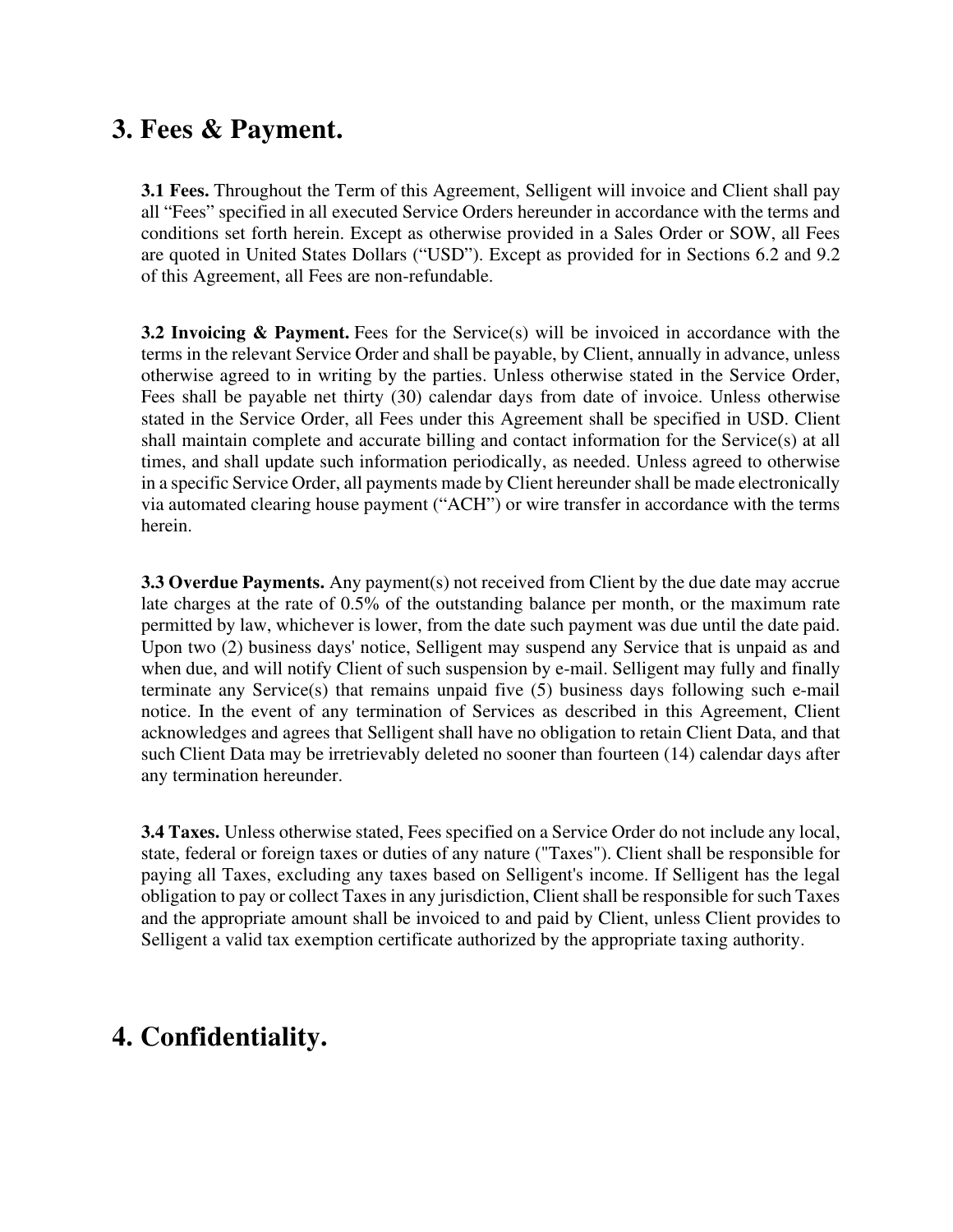## 3. Fees & Payment.

**3.1 Fees.** Throughout the Term of this Agreement, Selligent will invoice and Client shall pay all "Fees" specified in all executed Service Orders hereunder in accordance with the terms and conditions set forth herein. Except as otherwise provided in a Sales Order or SOW, all Fees are quoted in United States Dollars ("USD"). Except as provided for in Sections 6.2 and 9.2 of this Agreement, all Fees are non-refundable.

**3.2 Invoicing & Payment.** Fees for the Service(s) will be invoiced in accordance with the terms in the relevant Service Order and shall be payable, by Client, annually in advance, unless otherwise agreed to in writing by the parties. Unless otherwise stated in the Service Order, Fees shall be payable net thirty (30) calendar days from date of invoice. Unless otherwise stated in the Service Order, all Fees under this Agreement shall be specified in USD. Client shall maintain complete and accurate billing and contact information for the Service(s) at all times, and shall update such information periodically, as needed. Unless agreed to otherwise in a specific Service Order, all payments made by Client hereunder shall be made electronically via automated clearing house payment ("ACH") or wire transfer in accordance with the terms herein.

**3.3 Overdue Payments.** Any payment(s) not received from Client by the due date may accrue late charges at the rate of 0.5% of the outstanding balance per month, or the maximum rate permitted by law, whichever is lower, from the date such payment was due until the date paid. Upon two (2) business days' notice, Selligent may suspend any Service that is unpaid as and when due, and will notify Client of such suspension by e-mail. Selligent may fully and finally terminate any Service(s) that remains unpaid five (5) business days following such e-mail notice. In the event of any termination of Services as described in this Agreement, Client acknowledges and agrees that Selligent shall have no obligation to retain Client Data, and that such Client Data may be irretrievably deleted no sooner than fourteen (14) calendar days after any termination hereunder.

**3.4 Taxes.** Unless otherwise stated, Fees specified on a Service Order do not include any local, state, federal or foreign taxes or duties of any nature ("Taxes"). Client shall be responsible for paying all Taxes, excluding any taxes based on Selligent's income. If Selligent has the legal obligation to pay or collect Taxes in any jurisdiction, Client shall be responsible for such Taxes and the appropriate amount shall be invoiced to and paid by Client, unless Client provides to Selligent a valid tax exemption certificate authorized by the appropriate taxing authority.

## 4. Confidentiality.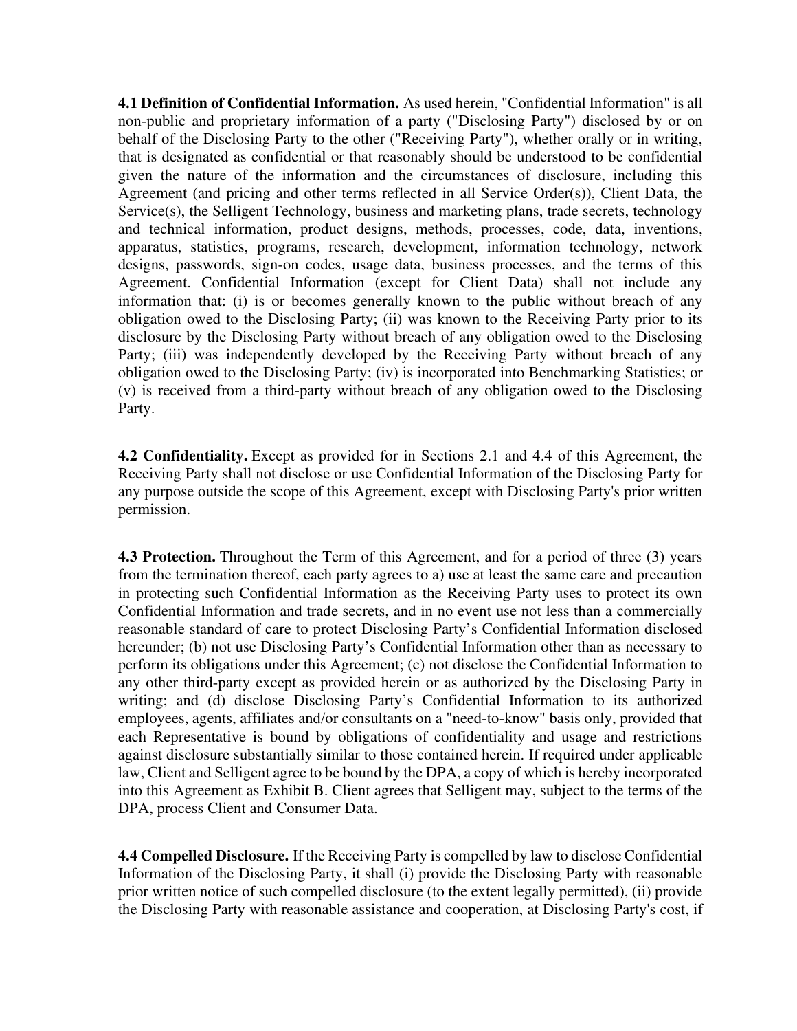**4.1 Definition of Confidential Information.** As used herein, "Confidential Information" is all non-public and proprietary information of a party ("Disclosing Party") disclosed by or on behalf of the Disclosing Party to the other ("Receiving Party"), whether orally or in writing, that is designated as confidential or that reasonably should be understood to be confidential given the nature of the information and the circumstances of disclosure, including this Agreement (and pricing and other terms reflected in all Service Order(s)), Client Data, the Service(s), the Selligent Technology, business and marketing plans, trade secrets, technology and technical information, product designs, methods, processes, code, data, inventions, apparatus, statistics, programs, research, development, information technology, network designs, passwords, sign-on codes, usage data, business processes, and the terms of this Agreement. Confidential Information (except for Client Data) shall not include any information that: (i) is or becomes generally known to the public without breach of any obligation owed to the Disclosing Party; (ii) was known to the Receiving Party prior to its disclosure by the Disclosing Party without breach of any obligation owed to the Disclosing Party; (iii) was independently developed by the Receiving Party without breach of any obligation owed to the Disclosing Party; (iv) is incorporated into Benchmarking Statistics; or (v) is received from a third-party without breach of any obligation owed to the Disclosing Party.

**4.2 Confidentiality.** Except as provided for in Sections 2.1 and 4.4 of this Agreement, the Receiving Party shall not disclose or use Confidential Information of the Disclosing Party for any purpose outside the scope of this Agreement, except with Disclosing Party's prior written permission.

**4.3 Protection.** Throughout the Term of this Agreement, and for a period of three (3) years from the termination thereof, each party agrees to a) use at least the same care and precaution in protecting such Confidential Information as the Receiving Party uses to protect its own Confidential Information and trade secrets, and in no event use not less than a commercially reasonable standard of care to protect Disclosing Party's Confidential Information disclosed hereunder; (b) not use Disclosing Party's Confidential Information other than as necessary to perform its obligations under this Agreement; (c) not disclose the Confidential Information to any other third-party except as provided herein or as authorized by the Disclosing Party in writing; and (d) disclose Disclosing Party's Confidential Information to its authorized employees, agents, affiliates and/or consultants on a "need-to-know" basis only, provided that each Representative is bound by obligations of confidentiality and usage and restrictions against disclosure substantially similar to those contained herein. If required under applicable law, Client and Selligent agree to be bound by the DPA, a copy of which is hereby incorporated into this Agreement as Exhibit B. Client agrees that Selligent may, subject to the terms of the DPA, process Client and Consumer Data.

**4.4 Compelled Disclosure.** If the Receiving Party is compelled by law to disclose Confidential Information of the Disclosing Party, it shall (i) provide the Disclosing Party with reasonable prior written notice of such compelled disclosure (to the extent legally permitted), (ii) provide the Disclosing Party with reasonable assistance and cooperation, at Disclosing Party's cost, if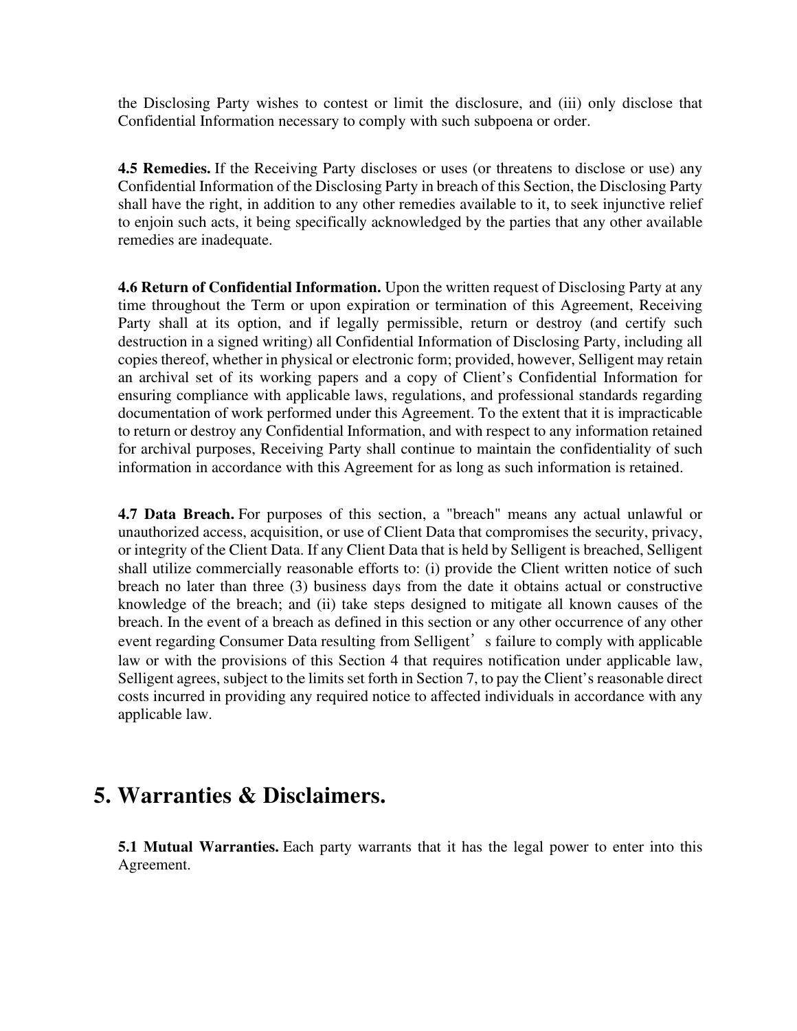the Disclosing Party wishes to contest or limit the disclosure, and (iii) only disclose that Confidential Information necessary to comply with such subpoena or order.

**4.5 Remedies.** If the Receiving Party discloses or uses (or threatens to disclose or use) any Confidential Information of the Disclosing Party in breach of this Section, the Disclosing Party shall have the right, in addition to any other remedies available to it, to seek injunctive relief to enjoin such acts, it being specifically acknowledged by the parties that any other available remedies are inadequate.

**4.6 Return of Confidential Information.** Upon the written request of Disclosing Party at any time throughout the Term or upon expiration or termination of this Agreement, Receiving Party shall at its option, and if legally permissible, return or destroy (and certify such destruction in a signed writing) all Confidential Information of Disclosing Party, including all copies thereof, whether in physical or electronic form; provided, however, Selligent may retain an archival set of its working papers and a copy of Client's Confidential Information for ensuring compliance with applicable laws, regulations, and professional standards regarding documentation of work performed under this Agreement. To the extent that it is impracticable to return or destroy any Confidential Information, and with respect to any information retained for archival purposes, Receiving Party shall continue to maintain the confidentiality of such information in accordance with this Agreement for as long as such information is retained.

**4.7 Data Breach.** For purposes of this section, a "breach" means any actual unlawful or unauthorized access, acquisition, or use of Client Data that compromises the security, privacy, or integrity of the Client Data. If any Client Data that is held by Selligent is breached, Selligent shall utilize commercially reasonable efforts to: (i) provide the Client written notice of such breach no later than three (3) business days from the date it obtains actual or constructive knowledge of the breach; and (ii) take steps designed to mitigate all known causes of the breach. In the event of a breach as defined in this section or any other occurrence of any other event regarding Consumer Data resulting from Selligent's failure to comply with applicable law or with the provisions of this Section 4 that requires notification under applicable law, Selligent agrees, subject to the limits set forth in Section 7, to pay the Client's reasonable direct costs incurred in providing any required notice to affected individuals in accordance with any applicable law.

# 5. Warranties & Disclaimers.

**5.1 Mutual Warranties.** Each party warrants that it has the legal power to enter into this Agreement.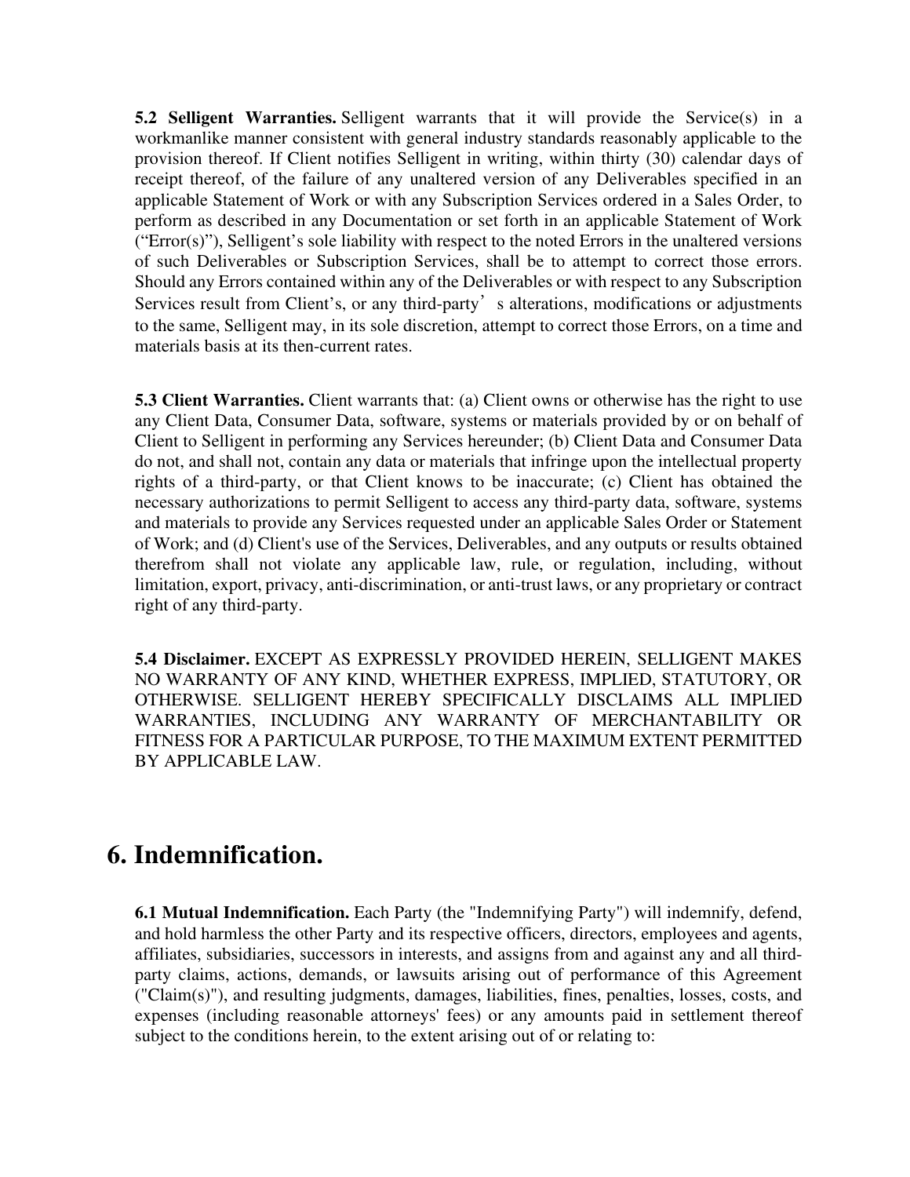**5.2 Selligent Warranties.** Selligent warrants that it will provide the Service(s) in a workmanlike manner consistent with general industry standards reasonably applicable to the provision thereof. If Client notifies Selligent in writing, within thirty (30) calendar days of receipt thereof, of the failure of any unaltered version of any Deliverables specified in an applicable Statement of Work or with any Subscription Services ordered in a Sales Order, to perform as described in any Documentation or set forth in an applicable Statement of Work ("Error(s)"), Selligent's sole liability with respect to the noted Errors in the unaltered versions of such Deliverables or Subscription Services, shall be to attempt to correct those errors. Should any Errors contained within any of the Deliverables or with respect to any Subscription Services result from Client's, or any third-party's alterations, modifications or adjustments to the same, Selligent may, in its sole discretion, attempt to correct those Errors, on a time and materials basis at its then-current rates.

**5.3 Client Warranties.** Client warrants that: (a) Client owns or otherwise has the right to use any Client Data, Consumer Data, software, systems or materials provided by or on behalf of Client to Selligent in performing any Services hereunder; (b) Client Data and Consumer Data do not, and shall not, contain any data or materials that infringe upon the intellectual property rights of a third-party, or that Client knows to be inaccurate; (c) Client has obtained the necessary authorizations to permit Selligent to access any third-party data, software, systems and materials to provide any Services requested under an applicable Sales Order or Statement of Work; and (d) Client's use of the Services, Deliverables, and any outputs or results obtained therefrom shall not violate any applicable law, rule, or regulation, including, without limitation, export, privacy, anti-discrimination, or anti-trust laws, or any proprietary or contract right of any third-party.

**5.4 Disclaimer.** EXCEPT AS EXPRESSLY PROVIDED HEREIN, SELLIGENT MAKES NO WARRANTY OF ANY KIND, WHETHER EXPRESS, IMPLIED, STATUTORY, OR OTHERWISE. SELLIGENT HEREBY SPECIFICALLY DISCLAIMS ALL IMPLIED WARRANTIES, INCLUDING ANY WARRANTY OF MERCHANTABILITY OR FITNESS FOR A PARTICULAR PURPOSE, TO THE MAXIMUM EXTENT PERMITTED BY APPLICABLE LAW.

# 6. Indemnification.

**6.1 Mutual Indemnification.** Each Party (the "Indemnifying Party") will indemnify, defend, and hold harmless the other Party and its respective officers, directors, employees and agents, affiliates, subsidiaries, successors in interests, and assigns from and against any and all third-party claims, actions, demands, or lawsuits arising out of performance of this Agreement ("Claim(s)"), and resulting judgments, damages, liabilities, fines, penalties, losses, costs, and expenses (including reasonable attorneys' fees) or any amounts paid in settlement thereof subject to the conditions herein, to the extent arising out of or relating to: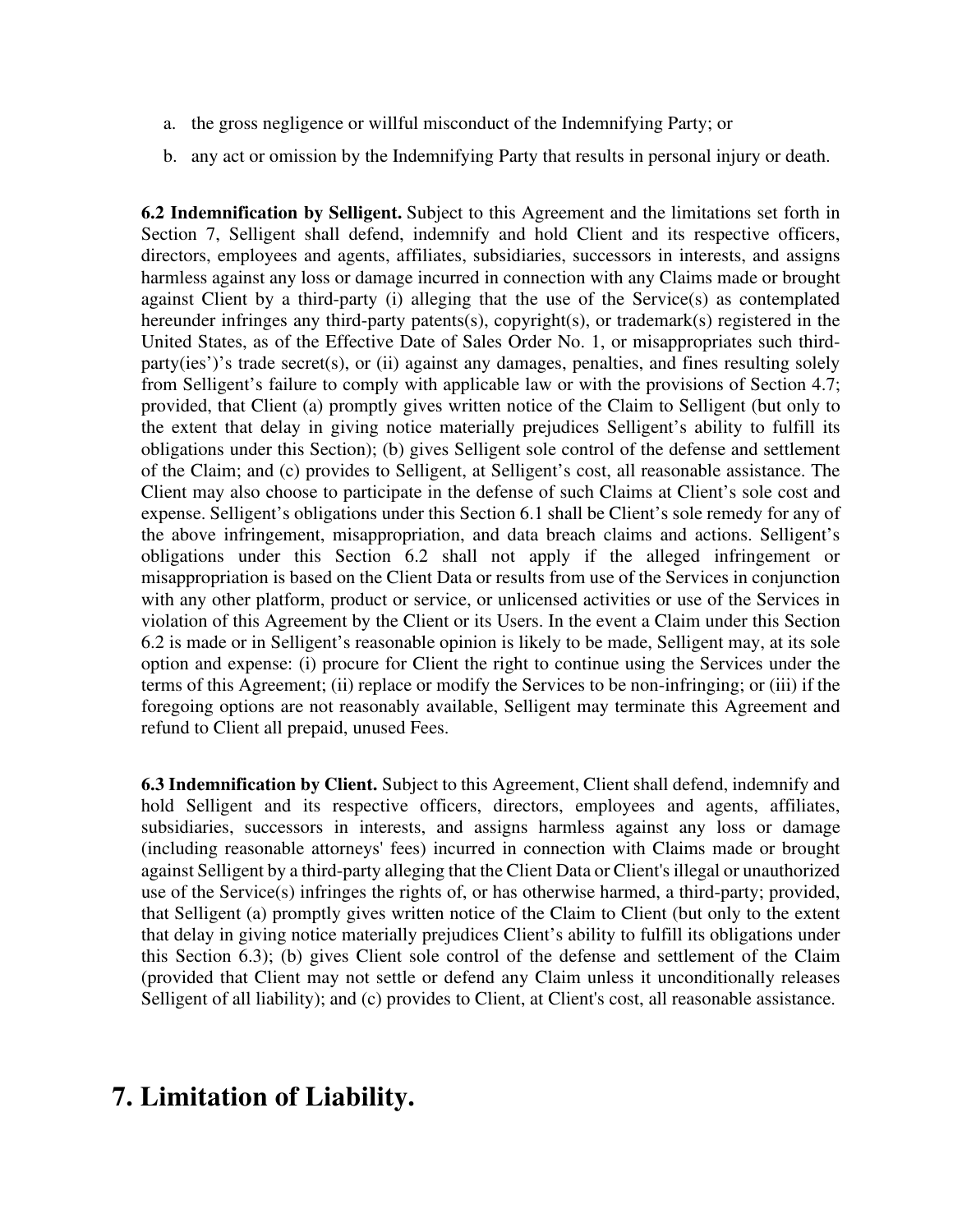a. the gross negligence or willful misconduct of the Indemnifying Party; or
b. any act or omission by the Indemnifying Party that results in personal injury or death.

**6.2 Indemnification by Selligent.** Subject to this Agreement and the limitations set forth in Section 7, Selligent shall defend, indemnify and hold Client and its respective officers, directors, employees and agents, affiliates, subsidiaries, successors in interests, and assigns harmless against any loss or damage incurred in connection with any Claims made or brought against Client by a third-party (i) alleging that the use of the Service(s) as contemplated hereunder infringes any third-party patents(s), copyright(s), or trademark(s) registered in the United States, as of the Effective Date of Sales Order No. 1, or misappropriates such third-party(ies')'s trade secret(s), or (ii) against any damages, penalties, and fines resulting solely from Selligent's failure to comply with applicable law or with the provisions of Section 4.7; provided, that Client (a) promptly gives written notice of the Claim to Selligent (but only to the extent that delay in giving notice materially prejudices Selligent's ability to fulfill its obligations under this Section); (b) gives Selligent sole control of the defense and settlement of the Claim; and (c) provides to Selligent, at Selligent's cost, all reasonable assistance. The Client may also choose to participate in the defense of such Claims at Client's sole cost and expense. Selligent's obligations under this Section 6.1 shall be Client's sole remedy for any of the above infringement, misappropriation, and data breach claims and actions. Selligent's obligations under this Section 6.2 shall not apply if the alleged infringement or misappropriation is based on the Client Data or results from use of the Services in conjunction with any other platform, product or service, or unlicensed activities or use of the Services in violation of this Agreement by the Client or its Users. In the event a Claim under this Section 6.2 is made or in Selligent's reasonable opinion is likely to be made, Selligent may, at its sole option and expense: (i) procure for Client the right to continue using the Services under the terms of this Agreement; (ii) replace or modify the Services to be non-infringing; or (iii) if the foregoing options are not reasonably available, Selligent may terminate this Agreement and refund to Client all prepaid, unused Fees.

**6.3 Indemnification by Client.** Subject to this Agreement, Client shall defend, indemnify and hold Selligent and its respective officers, directors, employees and agents, affiliates, subsidiaries, successors in interests, and assigns harmless against any loss or damage (including reasonable attorneys' fees) incurred in connection with Claims made or brought against Selligent by a third-party alleging that the Client Data or Client's illegal or unauthorized use of the Service(s) infringes the rights of, or has otherwise harmed, a third-party; provided, that Selligent (a) promptly gives written notice of the Claim to Client (but only to the extent that delay in giving notice materially prejudices Client's ability to fulfill its obligations under this Section 6.3); (b) gives Client sole control of the defense and settlement of the Claim (provided that Client may not settle or defend any Claim unless it unconditionally releases Selligent of all liability); and (c) provides to Client, at Client's cost, all reasonable assistance.

# 7. Limitation of Liability.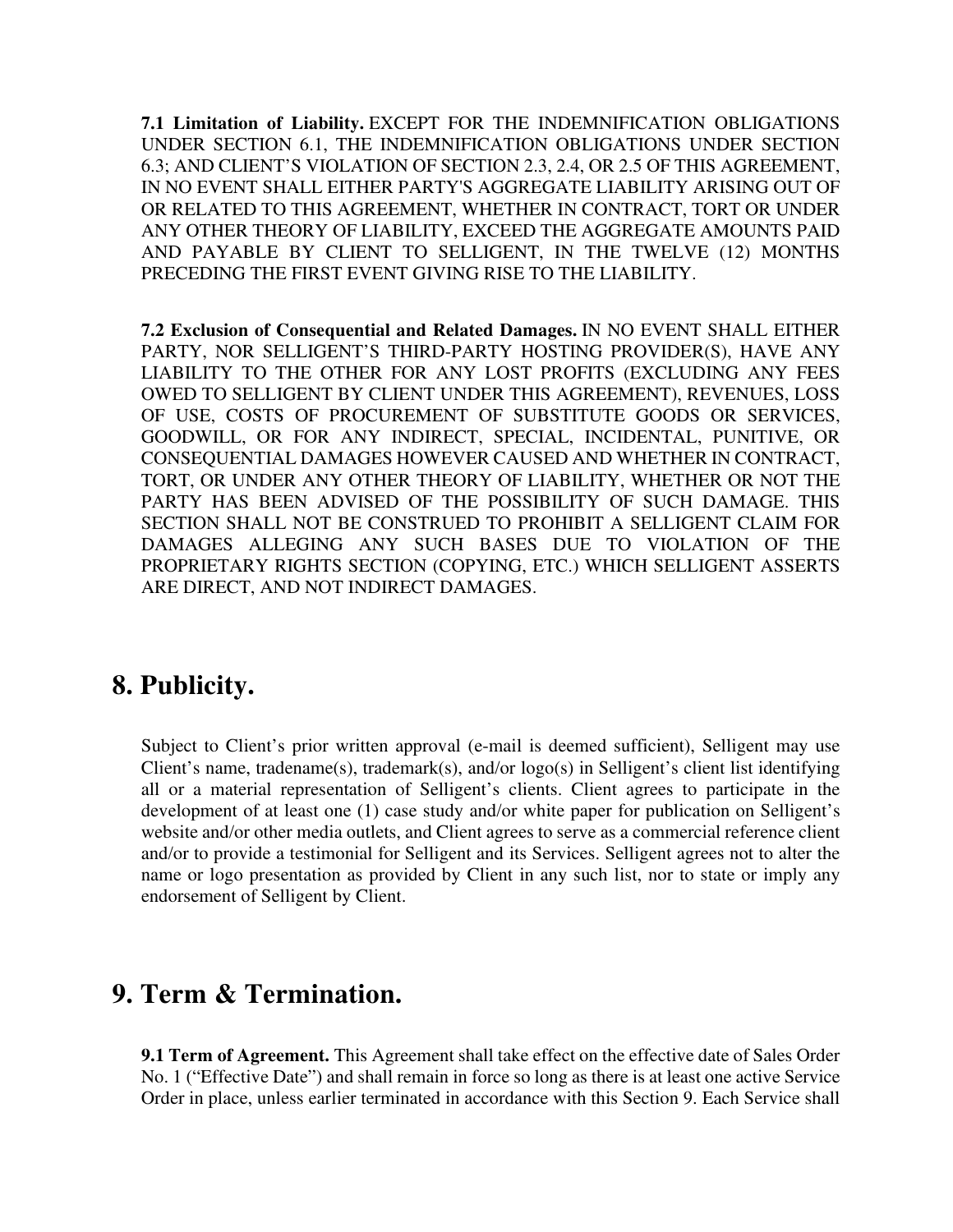**7.1 Limitation of Liability.** EXCEPT FOR THE INDEMNIFICATION OBLIGATIONS UNDER SECTION 6.1, THE INDEMNIFICATION OBLIGATIONS UNDER SECTION 6.3; AND CLIENT'S VIOLATION OF SECTION 2.3, 2.4, OR 2.5 OF THIS AGREEMENT, IN NO EVENT SHALL EITHER PARTY'S AGGREGATE LIABILITY ARISING OUT OF OR RELATED TO THIS AGREEMENT, WHETHER IN CONTRACT, TORT OR UNDER ANY OTHER THEORY OF LIABILITY, EXCEED THE AGGREGATE AMOUNTS PAID AND PAYABLE BY CLIENT TO SELLIGENT, IN THE TWELVE (12) MONTHS PRECEDING THE FIRST EVENT GIVING RISE TO THE LIABILITY.

**7.2 Exclusion of Consequential and Related Damages.** IN NO EVENT SHALL EITHER PARTY, NOR SELLIGENT'S THIRD-PARTY HOSTING PROVIDER(S), HAVE ANY LIABILITY TO THE OTHER FOR ANY LOST PROFITS (EXCLUDING ANY FEES OWED TO SELLIGENT BY CLIENT UNDER THIS AGREEMENT), REVENUES, LOSS OF USE, COSTS OF PROCUREMENT OF SUBSTITUTE GOODS OR SERVICES, GOODWILL, OR FOR ANY INDIRECT, SPECIAL, INCIDENTAL, PUNITIVE, OR CONSEQUENTIAL DAMAGES HOWEVER CAUSED AND WHETHER IN CONTRACT, TORT, OR UNDER ANY OTHER THEORY OF LIABILITY, WHETHER OR NOT THE PARTY HAS BEEN ADVISED OF THE POSSIBILITY OF SUCH DAMAGE. THIS SECTION SHALL NOT BE CONSTRUED TO PROHIBIT A SELLIGENT CLAIM FOR DAMAGES ALLEGING ANY SUCH BASES DUE TO VIOLATION OF THE PROPRIETARY RIGHTS SECTION (COPYING, ETC.) WHICH SELLIGENT ASSERTS ARE DIRECT, AND NOT INDIRECT DAMAGES.

# 8. Publicity.

Subject to Client's prior written approval (e-mail is deemed sufficient), Selligent may use Client's name, tradename(s), trademark(s), and/or logo(s) in Selligent's client list identifying all or a material representation of Selligent's clients. Client agrees to participate in the development of at least one (1) case study and/or white paper for publication on Selligent's website and/or other media outlets, and Client agrees to serve as a commercial reference client and/or to provide a testimonial for Selligent and its Services. Selligent agrees not to alter the name or logo presentation as provided by Client in any such list, nor to state or imply any endorsement of Selligent by Client.

# 9. Term & Termination.

**9.1 Term of Agreement.** This Agreement shall take effect on the effective date of Sales Order No. 1 ("Effective Date") and shall remain in force so long as there is at least one active Service Order in place, unless earlier terminated in accordance with this Section 9. Each Service shall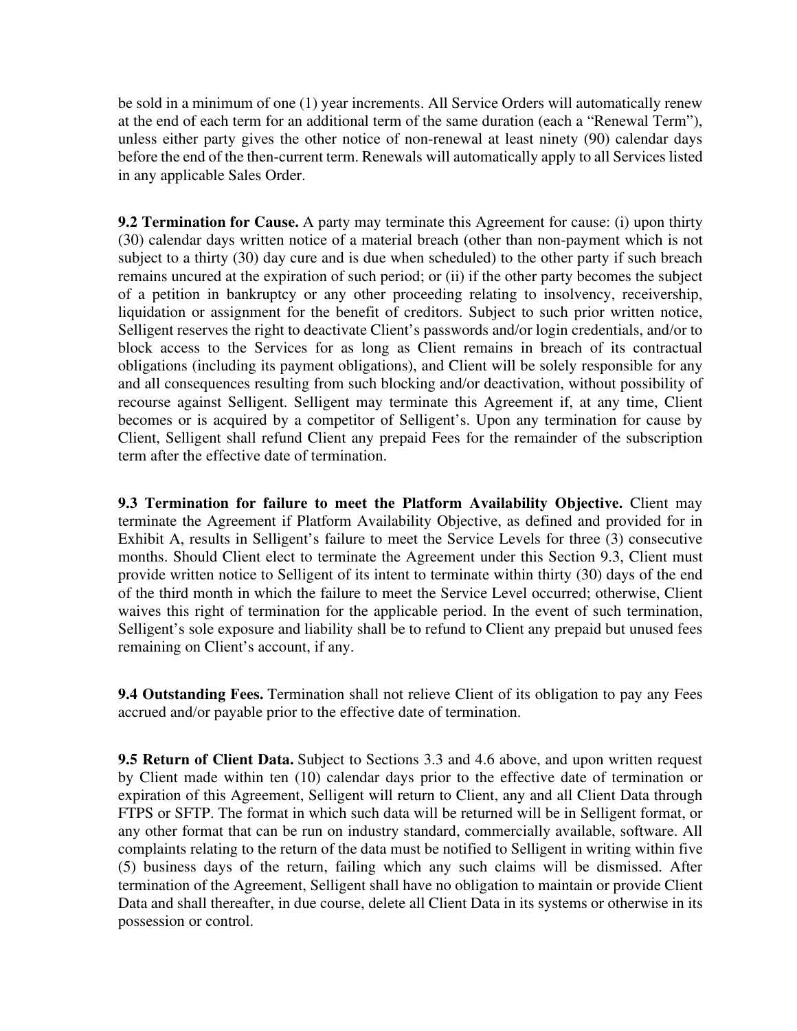be sold in a minimum of one (1) year increments. All Service Orders will automatically renew at the end of each term for an additional term of the same duration (each a "Renewal Term"), unless either party gives the other notice of non-renewal at least ninety (90) calendar days before the end of the then-current term. Renewals will automatically apply to all Services listed in any applicable Sales Order.

**9.2 Termination for Cause.** A party may terminate this Agreement for cause: (i) upon thirty (30) calendar days written notice of a material breach (other than non-payment which is not subject to a thirty (30) day cure and is due when scheduled) to the other party if such breach remains uncured at the expiration of such period; or (ii) if the other party becomes the subject of a petition in bankruptcy or any other proceeding relating to insolvency, receivership, liquidation or assignment for the benefit of creditors. Subject to such prior written notice, Selligent reserves the right to deactivate Client's passwords and/or login credentials, and/or to block access to the Services for as long as Client remains in breach of its contractual obligations (including its payment obligations), and Client will be solely responsible for any and all consequences resulting from such blocking and/or deactivation, without possibility of recourse against Selligent. Selligent may terminate this Agreement if, at any time, Client becomes or is acquired by a competitor of Selligent's. Upon any termination for cause by Client, Selligent shall refund Client any prepaid Fees for the remainder of the subscription term after the effective date of termination.

**9.3 Termination for failure to meet the Platform Availability Objective.** Client may terminate the Agreement if Platform Availability Objective, as defined and provided for in Exhibit A, results in Selligent's failure to meet the Service Levels for three (3) consecutive months. Should Client elect to terminate the Agreement under this Section 9.3, Client must provide written notice to Selligent of its intent to terminate within thirty (30) days of the end of the third month in which the failure to meet the Service Level occurred; otherwise, Client waives this right of termination for the applicable period. In the event of such termination, Selligent's sole exposure and liability shall be to refund to Client any prepaid but unused fees remaining on Client's account, if any.

**9.4 Outstanding Fees.** Termination shall not relieve Client of its obligation to pay any Fees accrued and/or payable prior to the effective date of termination.

**9.5 Return of Client Data.** Subject to Sections 3.3 and 4.6 above, and upon written request by Client made within ten (10) calendar days prior to the effective date of termination or expiration of this Agreement, Selligent will return to Client, any and all Client Data through FTPS or SFTP. The format in which such data will be returned will be in Selligent format, or any other format that can be run on industry standard, commercially available, software. All complaints relating to the return of the data must be notified to Selligent in writing within five (5) business days of the return, failing which any such claims will be dismissed. After termination of the Agreement, Selligent shall have no obligation to maintain or provide Client Data and shall thereafter, in due course, delete all Client Data in its systems or otherwise in its possession or control.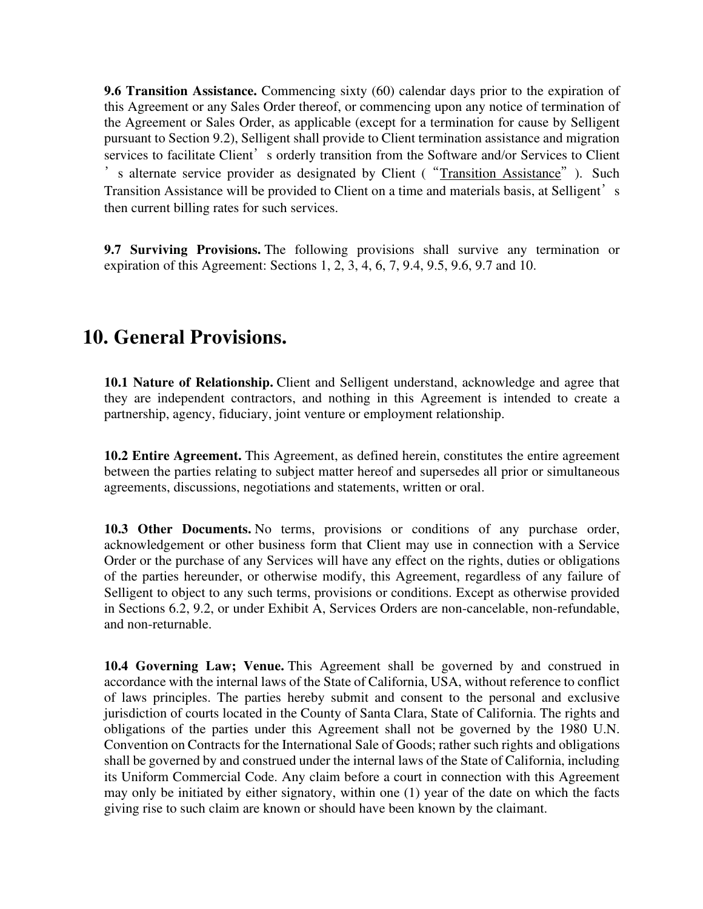**9.6 Transition Assistance.** Commencing sixty (60) calendar days prior to the expiration of this Agreement or any Sales Order thereof, or commencing upon any notice of termination of the Agreement or Sales Order, as applicable (except for a termination for cause by Selligent pursuant to Section 9.2), Selligent shall provide to Client termination assistance and migration services to facilitate Client's orderly transition from the Software and/or Services to Client's alternate service provider as designated by Client ("Transition Assistance"). Such Transition Assistance will be provided to Client on a time and materials basis, at Selligent's then current billing rates for such services.

**9.7 Surviving Provisions.** The following provisions shall survive any termination or expiration of this Agreement: Sections 1, 2, 3, 4, 6, 7, 9.4, 9.5, 9.6, 9.7 and 10.

# 10. General Provisions.

**10.1 Nature of Relationship.** Client and Selligent understand, acknowledge and agree that they are independent contractors, and nothing in this Agreement is intended to create a partnership, agency, fiduciary, joint venture or employment relationship.

**10.2 Entire Agreement.** This Agreement, as defined herein, constitutes the entire agreement between the parties relating to subject matter hereof and supersedes all prior or simultaneous agreements, discussions, negotiations and statements, written or oral.

**10.3 Other Documents.** No terms, provisions or conditions of any purchase order, acknowledgement or other business form that Client may use in connection with a Service Order or the purchase of any Services will have any effect on the rights, duties or obligations of the parties hereunder, or otherwise modify, this Agreement, regardless of any failure of Selligent to object to any such terms, provisions or conditions. Except as otherwise provided in Sections 6.2, 9.2, or under Exhibit A, Services Orders are non-cancelable, non-refundable, and non-returnable.

**10.4 Governing Law; Venue.** This Agreement shall be governed by and construed in accordance with the internal laws of the State of California, USA, without reference to conflict of laws principles. The parties hereby submit and consent to the personal and exclusive jurisdiction of courts located in the County of Santa Clara, State of California. The rights and obligations of the parties under this Agreement shall not be governed by the 1980 U.N. Convention on Contracts for the International Sale of Goods; rather such rights and obligations shall be governed by and construed under the internal laws of the State of California, including its Uniform Commercial Code. Any claim before a court in connection with this Agreement may only be initiated by either signatory, within one (1) year of the date on which the facts giving rise to such claim are known or should have been known by the claimant.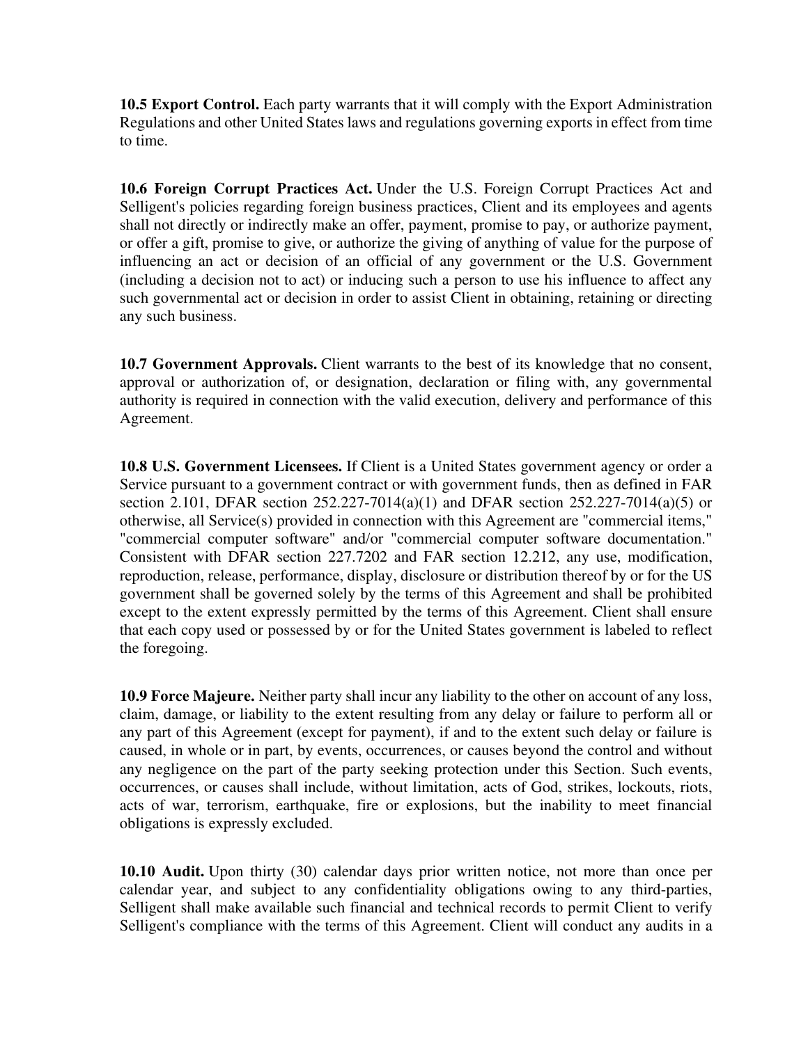**10.5 Export Control.** Each party warrants that it will comply with the Export Administration Regulations and other United States laws and regulations governing exports in effect from time to time.

**10.6 Foreign Corrupt Practices Act.** Under the U.S. Foreign Corrupt Practices Act and Selligent's policies regarding foreign business practices, Client and its employees and agents shall not directly or indirectly make an offer, payment, promise to pay, or authorize payment, or offer a gift, promise to give, or authorize the giving of anything of value for the purpose of influencing an act or decision of an official of any government or the U.S. Government (including a decision not to act) or inducing such a person to use his influence to affect any such governmental act or decision in order to assist Client in obtaining, retaining or directing any such business.

**10.7 Government Approvals.** Client warrants to the best of its knowledge that no consent, approval or authorization of, or designation, declaration or filing with, any governmental authority is required in connection with the valid execution, delivery and performance of this Agreement.

**10.8 U.S. Government Licensees.** If Client is a United States government agency or order a Service pursuant to a government contract or with government funds, then as defined in FAR section 2.101, DFAR section 252.227-7014(a)(1) and DFAR section 252.227-7014(a)(5) or otherwise, all Service(s) provided in connection with this Agreement are "commercial items," "commercial computer software" and/or "commercial computer software documentation." Consistent with DFAR section 227.7202 and FAR section 12.212, any use, modification, reproduction, release, performance, display, disclosure or distribution thereof by or for the US government shall be governed solely by the terms of this Agreement and shall be prohibited except to the extent expressly permitted by the terms of this Agreement. Client shall ensure that each copy used or possessed by or for the United States government is labeled to reflect the foregoing.

**10.9 Force Majeure.** Neither party shall incur any liability to the other on account of any loss, claim, damage, or liability to the extent resulting from any delay or failure to perform all or any part of this Agreement (except for payment), if and to the extent such delay or failure is caused, in whole or in part, by events, occurrences, or causes beyond the control and without any negligence on the part of the party seeking protection under this Section. Such events, occurrences, or causes shall include, without limitation, acts of God, strikes, lockouts, riots, acts of war, terrorism, earthquake, fire or explosions, but the inability to meet financial obligations is expressly excluded.

**10.10 Audit.** Upon thirty (30) calendar days prior written notice, not more than once per calendar year, and subject to any confidentiality obligations owing to any third-parties, Selligent shall make available such financial and technical records to permit Client to verify Selligent's compliance with the terms of this Agreement. Client will conduct any audits in a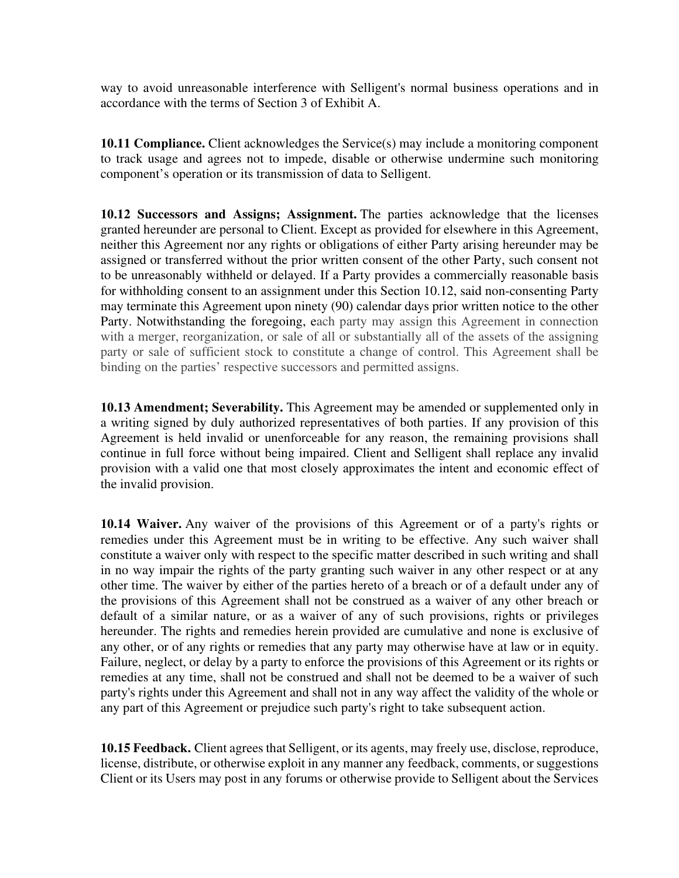way to avoid unreasonable interference with Selligent's normal business operations and in accordance with the terms of Section 3 of Exhibit A.

**10.11 Compliance.** Client acknowledges the Service(s) may include a monitoring component to track usage and agrees not to impede, disable or otherwise undermine such monitoring component's operation or its transmission of data to Selligent.

**10.12 Successors and Assigns; Assignment.** The parties acknowledge that the licenses granted hereunder are personal to Client. Except as provided for elsewhere in this Agreement, neither this Agreement nor any rights or obligations of either Party arising hereunder may be assigned or transferred without the prior written consent of the other Party, such consent not to be unreasonably withheld or delayed. If a Party provides a commercially reasonable basis for withholding consent to an assignment under this Section 10.12, said non-consenting Party may terminate this Agreement upon ninety (90) calendar days prior written notice to the other Party. Notwithstanding the foregoing, each party may assign this Agreement in connection with a merger, reorganization, or sale of all or substantially all of the assets of the assigning party or sale of sufficient stock to constitute a change of control. This Agreement shall be binding on the parties' respective successors and permitted assigns.

**10.13 Amendment; Severability.** This Agreement may be amended or supplemented only in a writing signed by duly authorized representatives of both parties. If any provision of this Agreement is held invalid or unenforceable for any reason, the remaining provisions shall continue in full force without being impaired. Client and Selligent shall replace any invalid provision with a valid one that most closely approximates the intent and economic effect of the invalid provision.

**10.14 Waiver.** Any waiver of the provisions of this Agreement or of a party's rights or remedies under this Agreement must be in writing to be effective. Any such waiver shall constitute a waiver only with respect to the specific matter described in such writing and shall in no way impair the rights of the party granting such waiver in any other respect or at any other time. The waiver by either of the parties hereto of a breach or of a default under any of the provisions of this Agreement shall not be construed as a waiver of any other breach or default of a similar nature, or as a waiver of any of such provisions, rights or privileges hereunder. The rights and remedies herein provided are cumulative and none is exclusive of any other, or of any rights or remedies that any party may otherwise have at law or in equity. Failure, neglect, or delay by a party to enforce the provisions of this Agreement or its rights or remedies at any time, shall not be construed and shall not be deemed to be a waiver of such party's rights under this Agreement and shall not in any way affect the validity of the whole or any part of this Agreement or prejudice such party's right to take subsequent action.

**10.15 Feedback.** Client agrees that Selligent, or its agents, may freely use, disclose, reproduce, license, distribute, or otherwise exploit in any manner any feedback, comments, or suggestions Client or its Users may post in any forums or otherwise provide to Selligent about the Services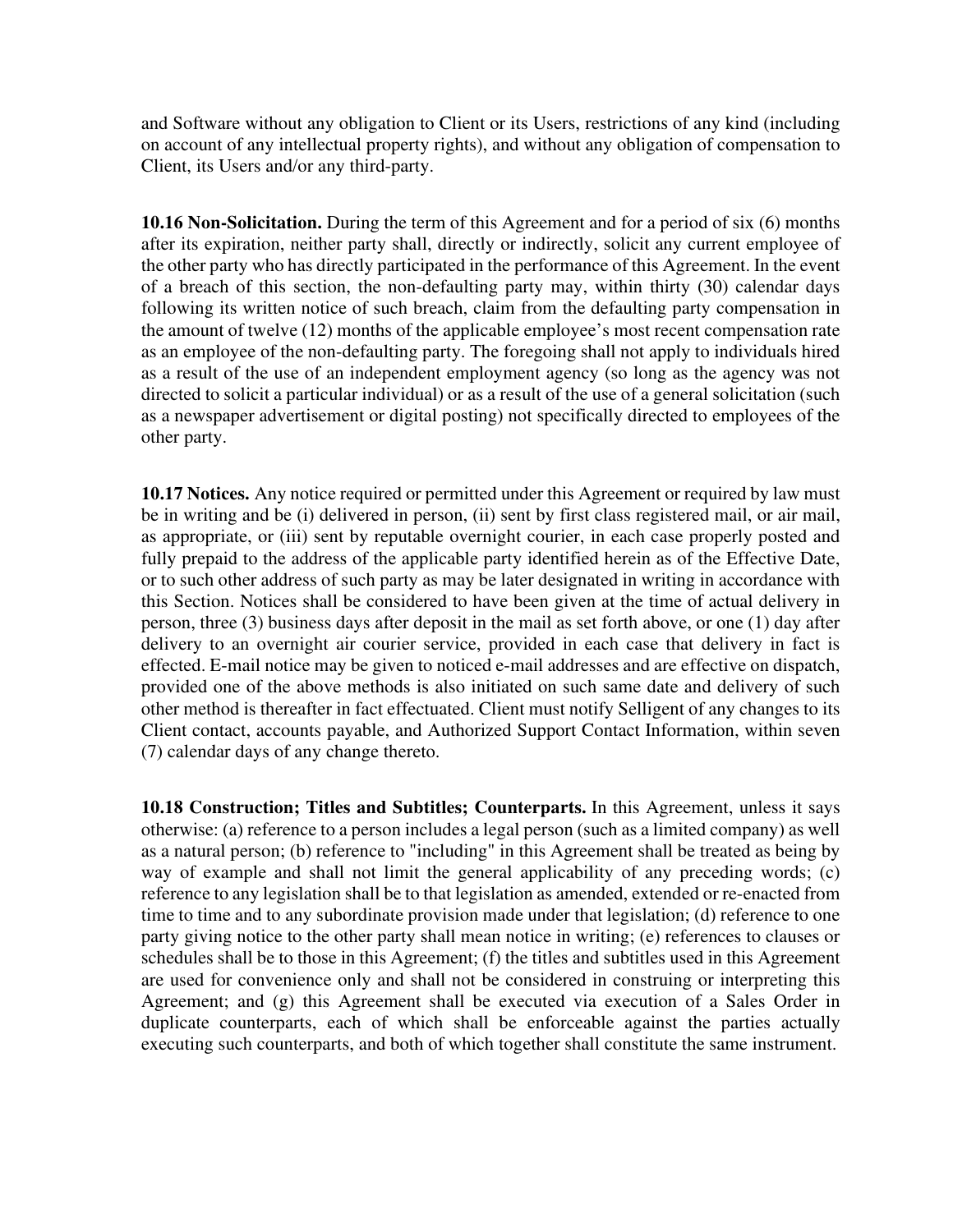and Software without any obligation to Client or its Users, restrictions of any kind (including on account of any intellectual property rights), and without any obligation of compensation to Client, its Users and/or any third-party.

**10.16 Non-Solicitation.** During the term of this Agreement and for a period of six (6) months after its expiration, neither party shall, directly or indirectly, solicit any current employee of the other party who has directly participated in the performance of this Agreement. In the event of a breach of this section, the non-defaulting party may, within thirty (30) calendar days following its written notice of such breach, claim from the defaulting party compensation in the amount of twelve (12) months of the applicable employee's most recent compensation rate as an employee of the non-defaulting party. The foregoing shall not apply to individuals hired as a result of the use of an independent employment agency (so long as the agency was not directed to solicit a particular individual) or as a result of the use of a general solicitation (such as a newspaper advertisement or digital posting) not specifically directed to employees of the other party.

**10.17 Notices.** Any notice required or permitted under this Agreement or required by law must be in writing and be (i) delivered in person, (ii) sent by first class registered mail, or air mail, as appropriate, or (iii) sent by reputable overnight courier, in each case properly posted and fully prepaid to the address of the applicable party identified herein as of the Effective Date, or to such other address of such party as may be later designated in writing in accordance with this Section. Notices shall be considered to have been given at the time of actual delivery in person, three (3) business days after deposit in the mail as set forth above, or one (1) day after delivery to an overnight air courier service, provided in each case that delivery in fact is effected. E-mail notice may be given to noticed e-mail addresses and are effective on dispatch, provided one of the above methods is also initiated on such same date and delivery of such other method is thereafter in fact effectuated. Client must notify Selligent of any changes to its Client contact, accounts payable, and Authorized Support Contact Information, within seven (7) calendar days of any change thereto.

**10.18 Construction; Titles and Subtitles; Counterparts.** In this Agreement, unless it says otherwise: (a) reference to a person includes a legal person (such as a limited company) as well as a natural person; (b) reference to "including" in this Agreement shall be treated as being by way of example and shall not limit the general applicability of any preceding words; (c) reference to any legislation shall be to that legislation as amended, extended or re-enacted from time to time and to any subordinate provision made under that legislation; (d) reference to one party giving notice to the other party shall mean notice in writing; (e) references to clauses or schedules shall be to those in this Agreement; (f) the titles and subtitles used in this Agreement are used for convenience only and shall not be considered in construing or interpreting this Agreement; and (g) this Agreement shall be executed via execution of a Sales Order in duplicate counterparts, each of which shall be enforceable against the parties actually executing such counterparts, and both of which together shall constitute the same instrument.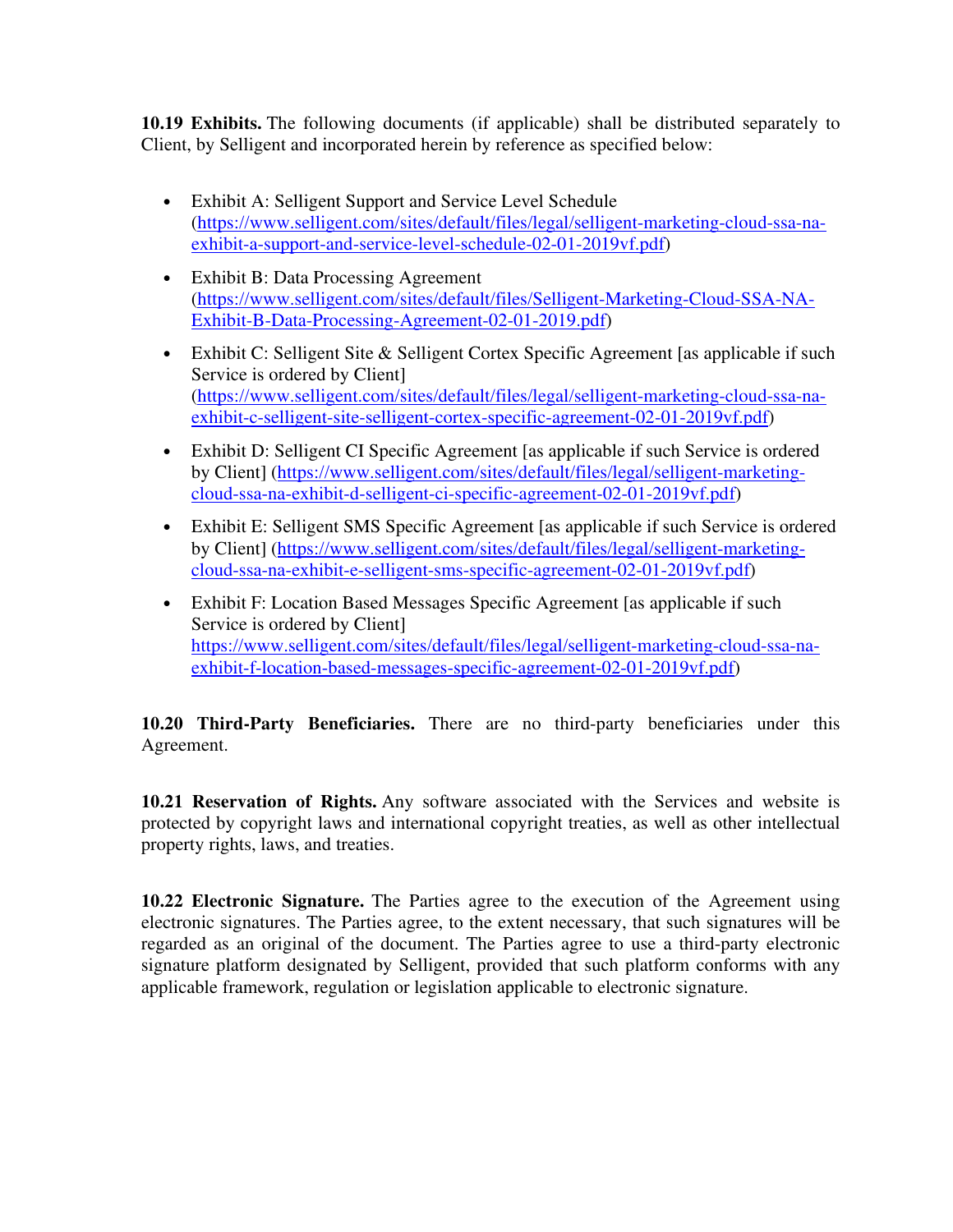**10.19 Exhibits.** The following documents (if applicable) shall be distributed separately to Client, by Selligent and incorporated herein by reference as specified below:

- Exhibit A: Selligent Support and Service Level Schedule (https://www.selligent.com/sites/default/files/legal/selligent-marketing-cloud-ssa-na-exhibit-a-support-and-service-level-schedule-02-01-2019vf.pdf)
- Exhibit B: Data Processing Agreement (https://www.selligent.com/sites/default/files/Selligent-Marketing-Cloud-SSA-NA-Exhibit-B-Data-Processing-Agreement-02-01-2019.pdf)
- Exhibit C: Selligent Site & Selligent Cortex Specific Agreement [as applicable if such Service is ordered by Client] (https://www.selligent.com/sites/default/files/legal/selligent-marketing-cloud-ssa-na-exhibit-c-selligent-site-selligent-cortex-specific-agreement-02-01-2019vf.pdf)
- Exhibit D: Selligent CI Specific Agreement [as applicable if such Service is ordered by Client] (https://www.selligent.com/sites/default/files/legal/selligent-marketing-cloud-ssa-na-exhibit-d-selligent-ci-specific-agreement-02-01-2019vf.pdf)
- Exhibit E: Selligent SMS Specific Agreement [as applicable if such Service is ordered by Client] (https://www.selligent.com/sites/default/files/legal/selligent-marketing-cloud-ssa-na-exhibit-e-selligent-sms-specific-agreement-02-01-2019vf.pdf)
- Exhibit F: Location Based Messages Specific Agreement [as applicable if such Service is ordered by Client] https://www.selligent.com/sites/default/files/legal/selligent-marketing-cloud-ssa-na-exhibit-f-location-based-messages-specific-agreement-02-01-2019vf.pdf)

**10.20 Third-Party Beneficiaries.** There are no third-party beneficiaries under this Agreement.

**10.21 Reservation of Rights.** Any software associated with the Services and website is protected by copyright laws and international copyright treaties, as well as other intellectual property rights, laws, and treaties.

**10.22 Electronic Signature.** The Parties agree to the execution of the Agreement using electronic signatures. The Parties agree, to the extent necessary, that such signatures will be regarded as an original of the document. The Parties agree to use a third-party electronic signature platform designated by Selligent, provided that such platform conforms with any applicable framework, regulation or legislation applicable to electronic signature.